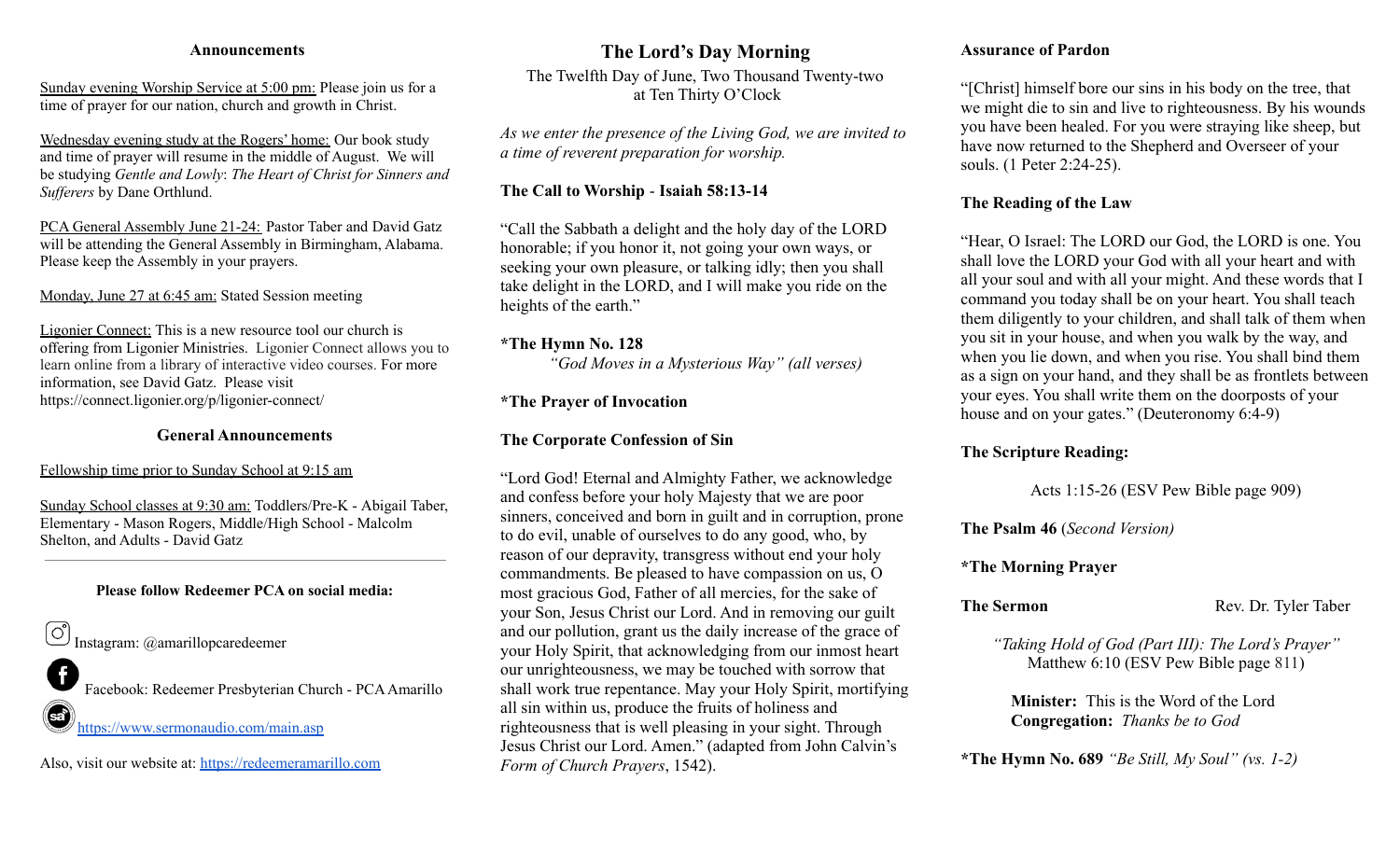## Announcements

Sunday evening Worship Service at 5:00 pm: Please join us for a time of prayer for our nation, church and growth in Christ.

Wednesday evening study at the Rogers' home: Our book study and time of prayer will resume in the middle of August. We will be studying *Gentle and Lowly*: *The Heart of Christ for Sinners and Sufferers* by Dane Orthlund.

PCA General Assembly June 21-24: Pastor Taber and David Gatz will be attending the General Assembly in Birmingham, Alabama. Please keep the Assembly in your prayers.

Monday, June 27 at 6:45 am: Stated Session meeting

Ligonier Connect: This is a new resource tool our church is offering from Ligonier Ministries. Ligonier Connect allows you to learn online from a library of interactive video courses. For more information, see David Gatz. Please visit https://connect.ligonier.org/p/ligonier-connect/

## General Announcements

Fellowship time prior to Sunday School at 9:15 am

Sunday School classes at 9:30 am: Toddlers/Pre-K - Abigail Taber, Elementary - Mason Rogers, Middle/High School - Malcolm Shelton, and Adults - David Gatz

---

**Please follow Redeemer PCA on social media:**

Instagram: @amarillopcaredeemer

Facebook: Redeemer Presbyterian Church - PCA Amarillo

https://www.sermonaudio.com/main.asp

Also, visit our website at: https://redeemeramarillo.com

# The Lord's Day Morning

The Twelfth Day of June, Two Thousand Twenty-two
at Ten Thirty O'Clock

*As we enter the presence of the Living God, we are invited to a time of reverent preparation for worship.*

**The Call to Worship - Isaiah 58:13-14**

"Call the Sabbath a delight and the holy day of the LORD honorable; if you honor it, not going your own ways, or seeking your own pleasure, or talking idly; then you shall take delight in the LORD, and I will make you ride on the heights of the earth."

**\*The Hymn No. 128**
*"God Moves in a Mysterious Way" (all verses)*

**\*The Prayer of Invocation**

**The Corporate Confession of Sin**

"Lord God! Eternal and Almighty Father, we acknowledge and confess before your holy Majesty that we are poor sinners, conceived and born in guilt and in corruption, prone to do evil, unable of ourselves to do any good, who, by reason of our depravity, transgress without end your holy commandments. Be pleased to have compassion on us, O most gracious God, Father of all mercies, for the sake of your Son, Jesus Christ our Lord. And in removing our guilt and our pollution, grant us the daily increase of the grace of your Holy Spirit, that acknowledging from our inmost heart our unrighteousness, we may be touched with sorrow that shall work true repentance. May your Holy Spirit, mortifying all sin within us, produce the fruits of holiness and righteousness that is well pleasing in your sight. Through Jesus Christ our Lord. Amen." (adapted from John Calvin's *Form of Church Prayers*, 1542).

**Assurance of Pardon**

"[Christ] himself bore our sins in his body on the tree, that we might die to sin and live to righteousness. By his wounds you have been healed. For you were straying like sheep, but have now returned to the Shepherd and Overseer of your souls. (1 Peter 2:24-25).

**The Reading of the Law**

"Hear, O Israel: The LORD our God, the LORD is one. You shall love the LORD your God with all your heart and with all your soul and with all your might. And these words that I command you today shall be on your heart. You shall teach them diligently to your children, and shall talk of them when you sit in your house, and when you walk by the way, and when you lie down, and when you rise. You shall bind them as a sign on your hand, and they shall be as frontlets between your eyes. You shall write them on the doorposts of your house and on your gates." (Deuteronomy 6:4-9)

**The Scripture Reading:**

Acts 1:15-26 (ESV Pew Bible page 909)

**The Psalm 46** (*Second Version)*

**\*The Morning Prayer**

**The Sermon** Rev. Dr. Tyler Taber

*"Taking Hold of God (Part III): The Lord's Prayer"*
Matthew 6:10 (ESV Pew Bible page 811)

**Minister:** This is the Word of the Lord
**Congregation:** *Thanks be to God*

**\*The Hymn No. 689** *"Be Still, My Soul" (vs. 1-2)*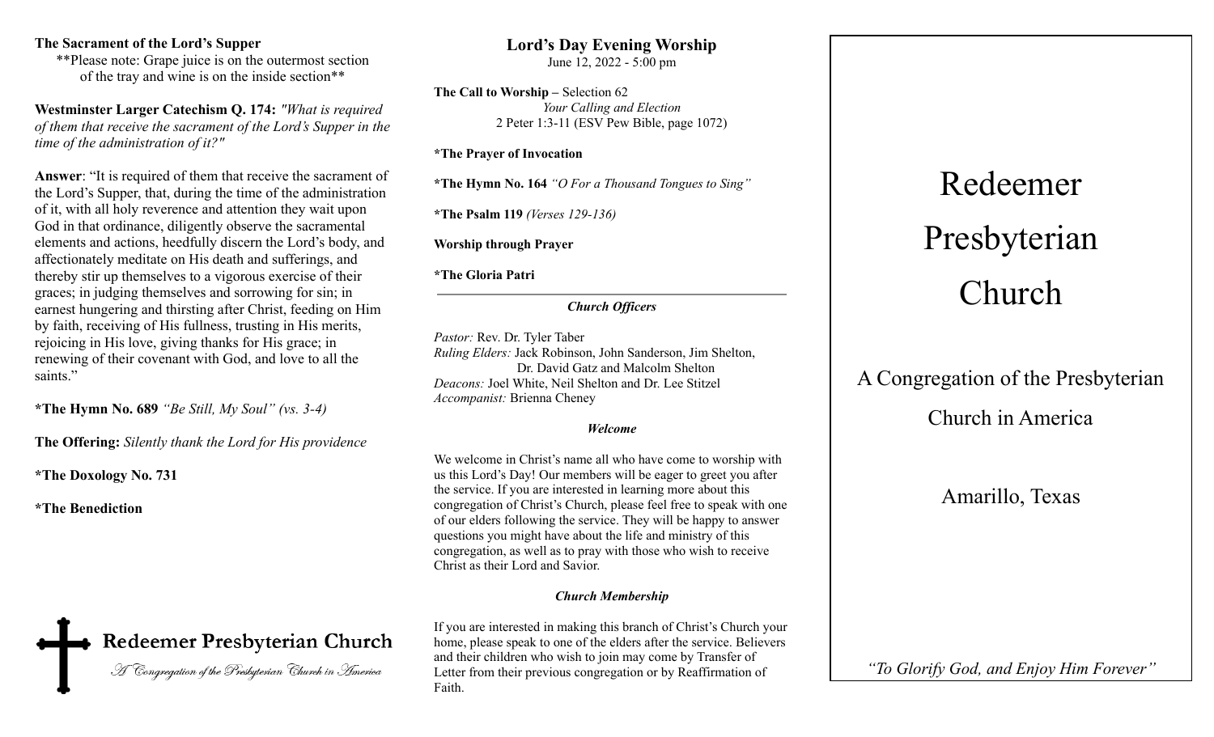**The Sacrament of the Lord's Supper**

**Please note: Grape juice is on the outermost section of the tray and wine is on the inside section**

**Westminster Larger Catechism Q. 174:** *"What is required of them that receive the sacrament of the Lord's Supper in the time of the administration of it?"*

**Answer**: "It is required of them that receive the sacrament of the Lord's Supper, that, during the time of the administration of it, with all holy reverence and attention they wait upon God in that ordinance, diligently observe the sacramental elements and actions, heedfully discern the Lord's body, and affectionately meditate on His death and sufferings, and thereby stir up themselves to a vigorous exercise of their graces; in judging themselves and sorrowing for sin; in earnest hungering and thirsting after Christ, feeding on Him by faith, receiving of His fullness, trusting in His merits, rejoicing in His love, giving thanks for His grace; in renewing of their covenant with God, and love to all the saints."

**\*The Hymn No. 689** *"Be Still, My Soul" (vs. 3-4)*

**The Offering:** *Silently thank the Lord for His providence*

**\*The Doxology No. 731**

**\*The Benediction**

**Redeemer Presbyterian Church**

*A Congregation of the Presbyterian Church in America*

## Lord's Day Evening Worship

June 12, 2022 - 5:00 pm

**The Call to Worship** – Selection 62
*Your Calling and Election*
2 Peter 1:3-11 (ESV Pew Bible, page 1072)

**\*The Prayer of Invocation**

**\*The Hymn No. 164** *"O For a Thousand Tongues to Sing"*

**\*The Psalm 119** *(Verses 129-136)*

**Worship through Prayer**

**\*The Gloria Patri**

---

***Church Officers***

*Pastor:* Rev. Dr. Tyler Taber
*Ruling Elders:* Jack Robinson, John Sanderson, Jim Shelton, Dr. David Gatz and Malcolm Shelton
*Deacons:* Joel White, Neil Shelton and Dr. Lee Stitzel
*Accompanist:* Brienna Cheney

***Welcome***

We welcome in Christ's name all who have come to worship with us this Lord's Day! Our members will be eager to greet you after the service. If you are interested in learning more about this congregation of Christ's Church, please feel free to speak with one of our elders following the service. They will be happy to answer questions you might have about the life and ministry of this congregation, as well as to pray with those who wish to receive Christ as their Lord and Savior.

***Church Membership***

If you are interested in making this branch of Christ's Church your home, please speak to one of the elders after the service. Believers and their children who wish to join may come by Transfer of Letter from their previous congregation or by Reaffirmation of Faith.

# Redeemer Presbyterian Church

A Congregation of the Presbyterian Church in America

Amarillo, Texas

*"To Glorify God, and Enjoy Him Forever"*